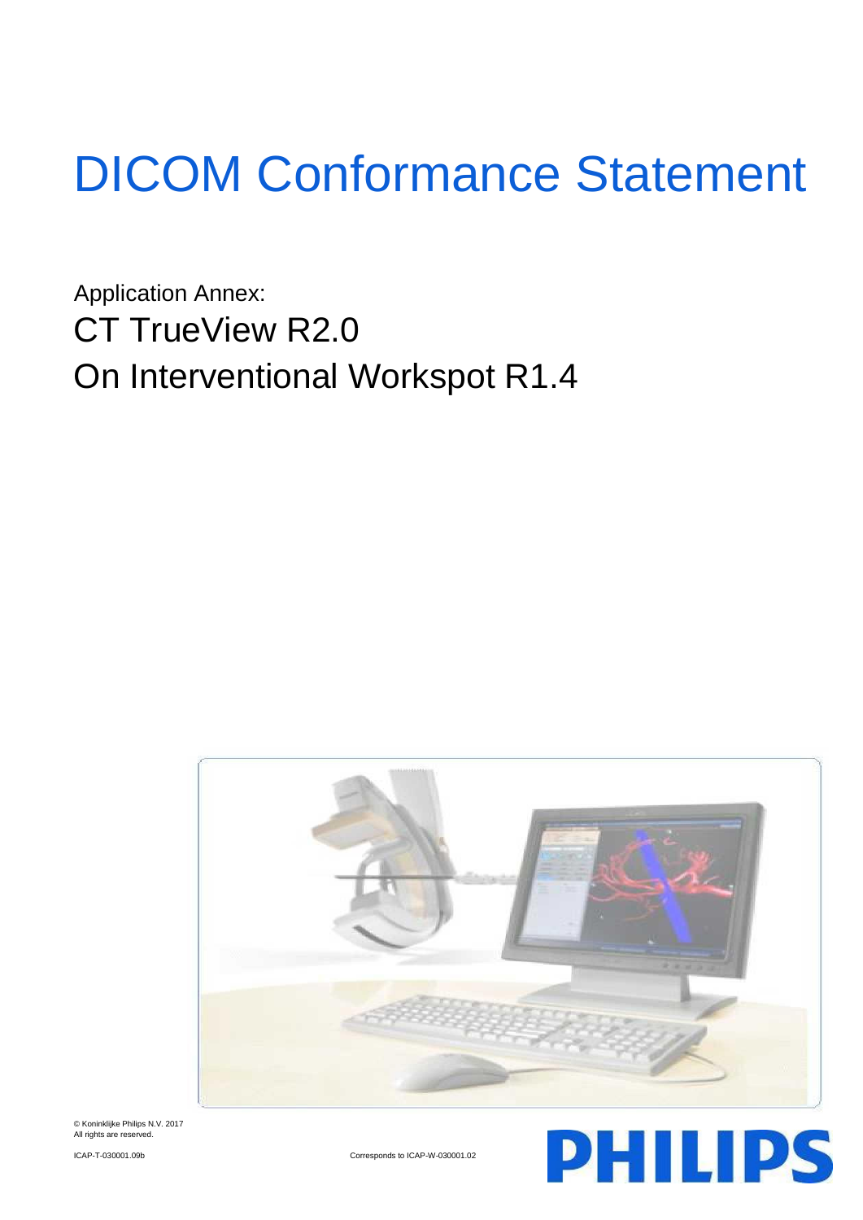# DICOM Conformance Statement

Application Annex:

## CT TrueView R2.0

## On Interventional Workspot R1.4

© Koninklijke Philips N.V. 2017
All rights are reserved.

ICAP-T-030001.09b

Corresponds to ICAP-W-030001.02

PHILIPS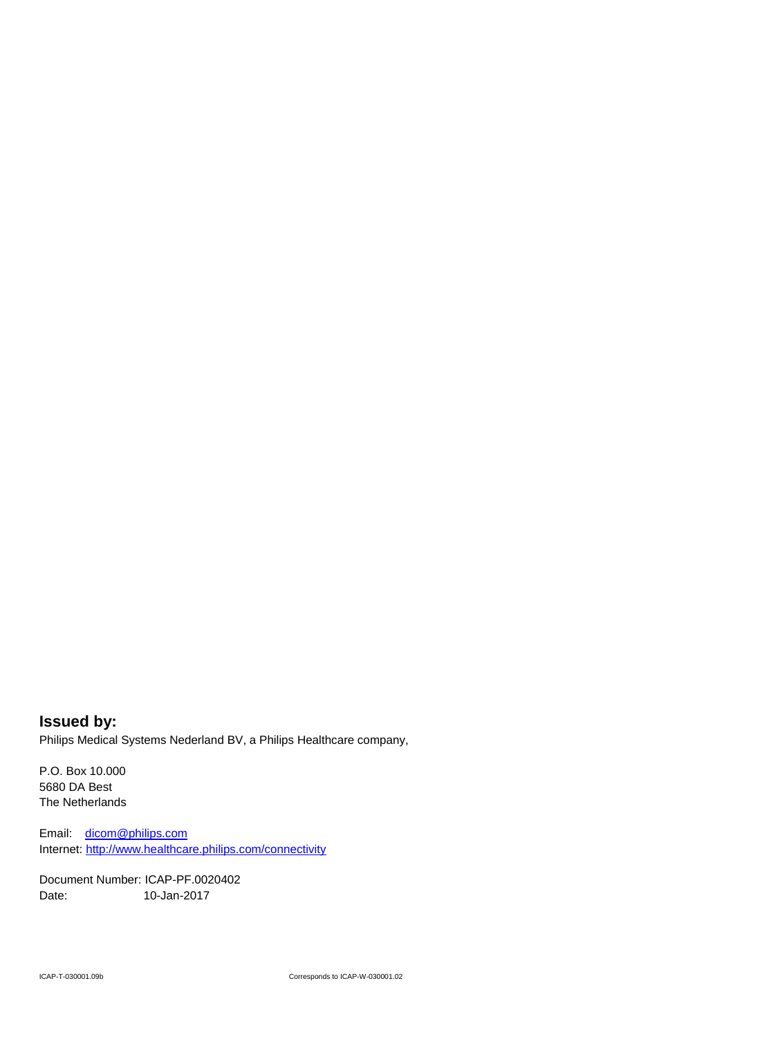## Issued by:

Philips Medical Systems Nederland BV, a Philips Healthcare company,

P.O. Box 10.000
5680 DA Best
The Netherlands

Email: dicom@philips.com
Internet: http://www.healthcare.philips.com/connectivity

Document Number: ICAP-PF.0020402
Date: 10-Jan-2017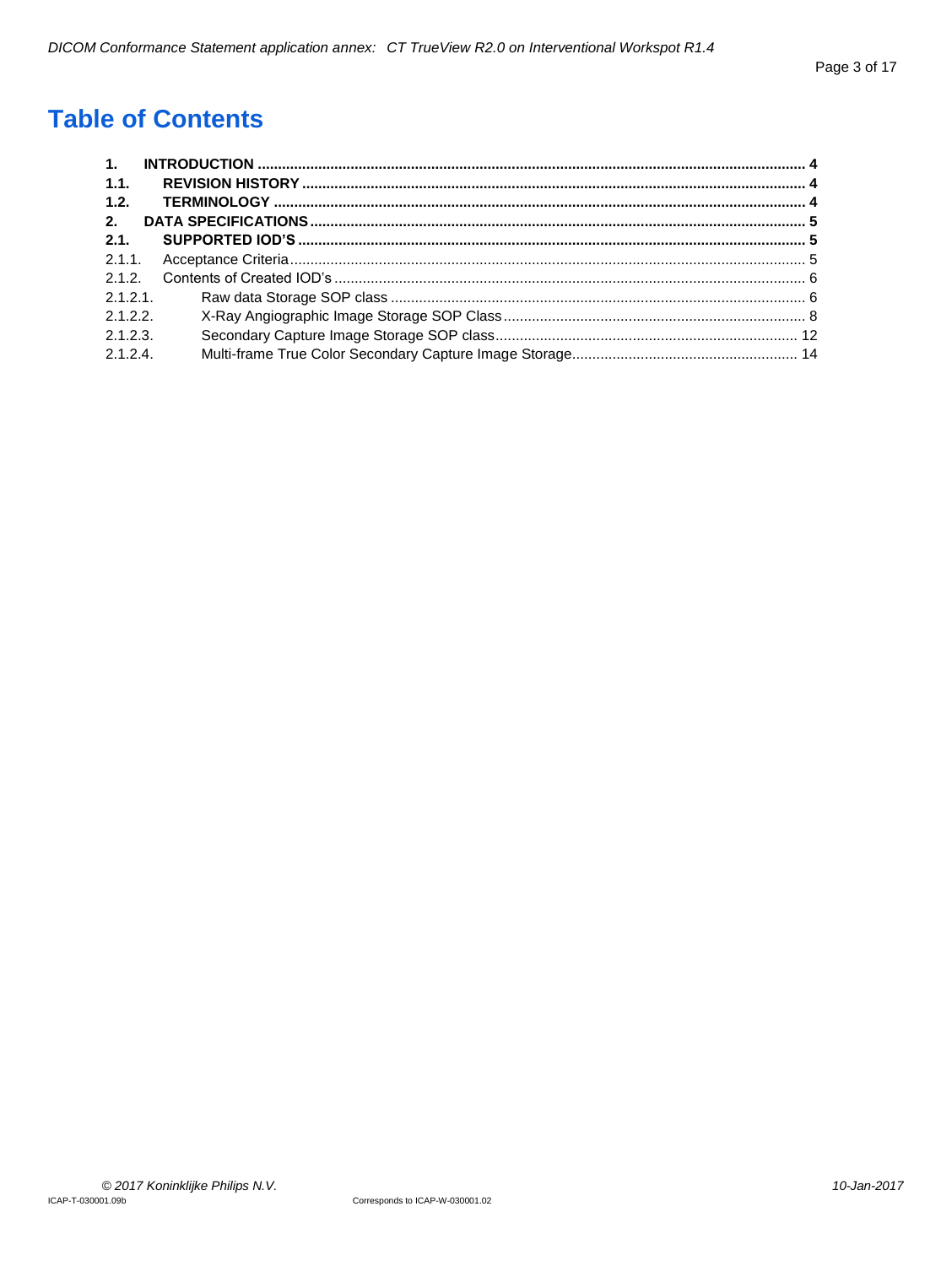# Table of Contents

**1. INTRODUCTION ..... 4**
**1.1. REVISION HISTORY ..... 4**
**1.2. TERMINOLOGY ..... 4**
**2. DATA SPECIFICATIONS ..... 5**
**2.1. SUPPORTED IOD'S ..... 5**
2.1.1. Acceptance Criteria ..... 5
2.1.2. Contents of Created IOD's ..... 6
2.1.2.1. Raw data Storage SOP class ..... 6
2.1.2.2. X-Ray Angiographic Image Storage SOP Class ..... 8
2.1.2.3. Secondary Capture Image Storage SOP class ..... 12
2.1.2.4. Multi-frame True Color Secondary Capture Image Storage ..... 14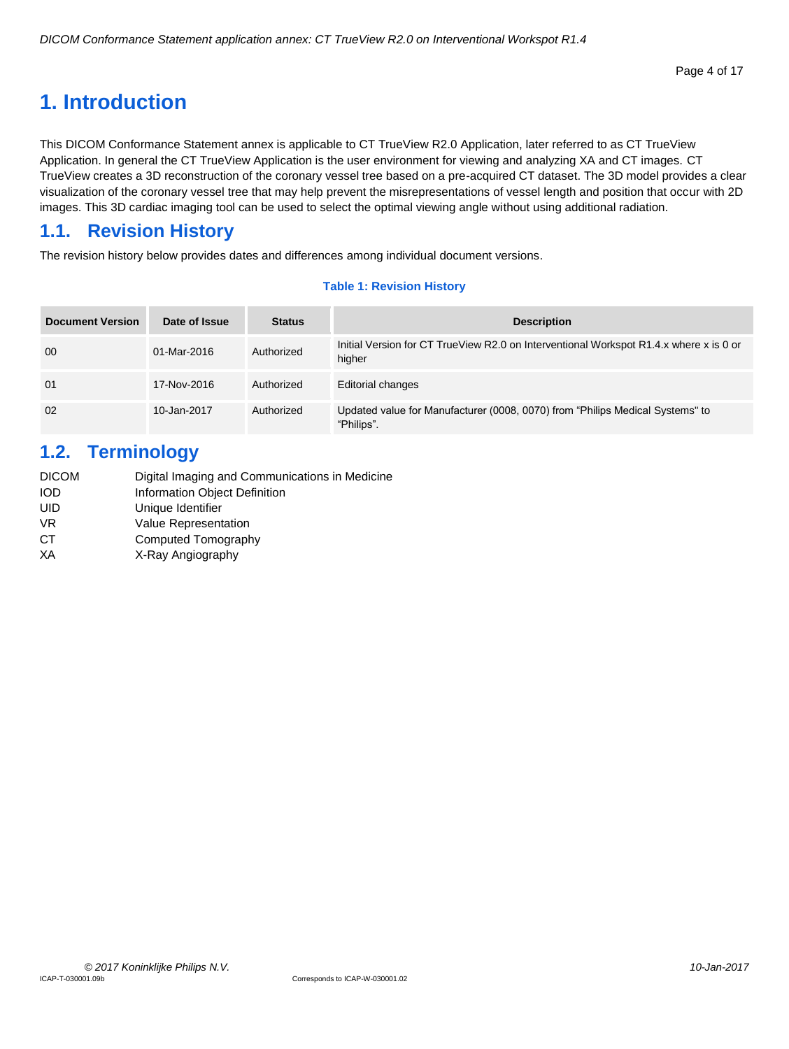# 1. Introduction

This DICOM Conformance Statement annex is applicable to CT TrueView R2.0 Application, later referred to as CT TrueView Application. In general the CT TrueView Application is the user environment for viewing and analyzing XA and CT images. CT TrueView creates a 3D reconstruction of the coronary vessel tree based on a pre-acquired CT dataset. The 3D model provides a clear visualization of the coronary vessel tree that may help prevent the misrepresentations of vessel length and position that occur with 2D images. This 3D cardiac imaging tool can be used to select the optimal viewing angle without using additional radiation.

## 1.1. Revision History

The revision history below provides dates and differences among individual document versions.

**Table 1: Revision History**

| Document Version | Date of Issue | Status | Description |
| --- | --- | --- | --- |
| 00 | 01-Mar-2016 | Authorized | Initial Version for CT TrueView R2.0 on Interventional Workspot R1.4.x where x is 0 or higher |
| 01 | 17-Nov-2016 | Authorized | Editorial changes |
| 02 | 10-Jan-2017 | Authorized | Updated value for Manufacturer (0008, 0070) from "Philips Medical Systems" to "Philips". |

## 1.2. Terminology

| | |
| --- | --- |
| DICOM | Digital Imaging and Communications in Medicine |
| IOD | Information Object Definition |
| UID | Unique Identifier |
| VR | Value Representation |
| CT | Computed Tomography |
| XA | X-Ray Angiography |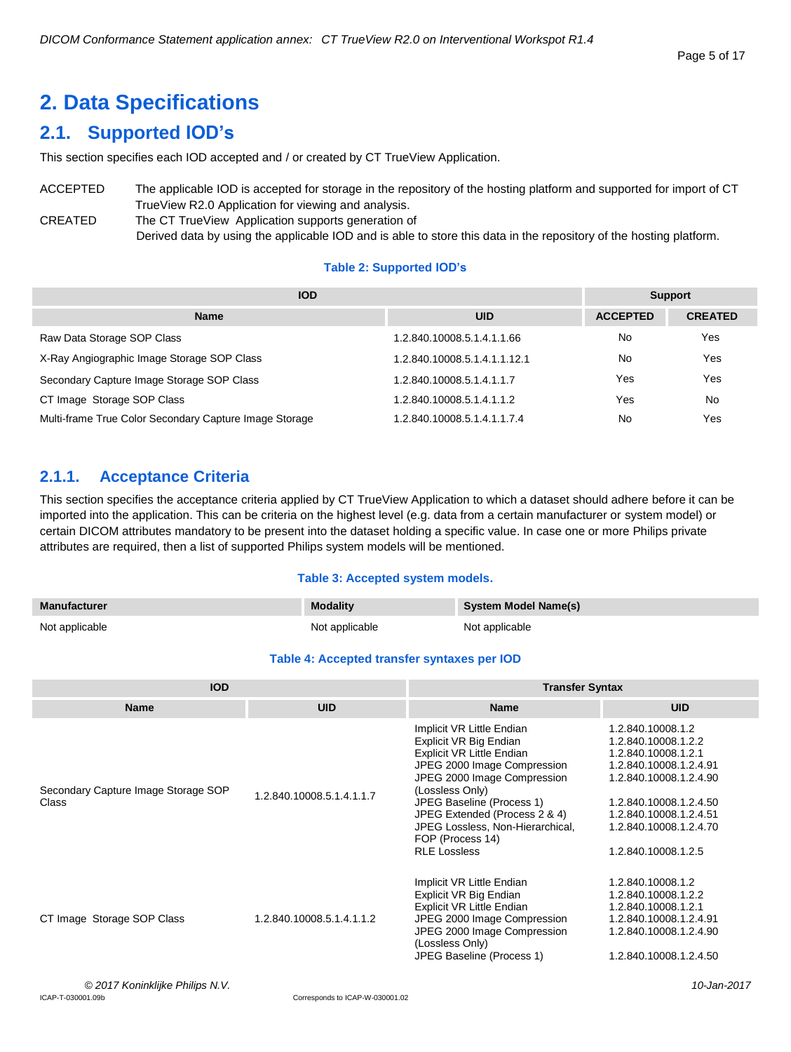# 2. Data Specifications

## 2.1. Supported IOD's

This section specifies each IOD accepted and / or created by CT TrueView Application.

ACCEPTED The applicable IOD is accepted for storage in the repository of the hosting platform and supported for import of CT TrueView R2.0 Application for viewing and analysis.

CREATED The CT TrueView Application supports generation of Derived data by using the applicable IOD and is able to store this data in the repository of the hosting platform.

**Table 2: Supported IOD's**

| IOD | | Support | |
|---|---|---|---|
| **Name** | **UID** | **ACCEPTED** | **CREATED** |
| Raw Data Storage SOP Class | 1.2.840.10008.5.1.4.1.1.66 | No | Yes |
| X-Ray Angiographic Image Storage SOP Class | 1.2.840.10008.5.1.4.1.1.12.1 | No | Yes |
| Secondary Capture Image Storage SOP Class | 1.2.840.10008.5.1.4.1.1.7 | Yes | Yes |
| CT Image Storage SOP Class | 1.2.840.10008.5.1.4.1.1.2 | Yes | No |
| Multi-frame True Color Secondary Capture Image Storage | 1.2.840.10008.5.1.4.1.1.7.4 | No | Yes |

### 2.1.1. Acceptance Criteria

This section specifies the acceptance criteria applied by CT TrueView Application to which a dataset should adhere before it can be imported into the application. This can be criteria on the highest level (e.g. data from a certain manufacturer or system model) or certain DICOM attributes mandatory to be present into the dataset holding a specific value. In case one or more Philips private attributes are required, then a list of supported Philips system models will be mentioned.

**Table 3: Accepted system models.**

| Manufacturer | Modality | System Model Name(s) |
|---|---|---|
| Not applicable | Not applicable | Not applicable |

**Table 4: Accepted transfer syntaxes per IOD**

| IOD | | Transfer Syntax | |
|---|---|---|---|
| **Name** | **UID** | **Name** | **UID** |
| Secondary Capture Image Storage SOP Class | 1.2.840.10008.5.1.4.1.1.7 | Implicit VR Little Endian | 1.2.840.10008.1.2 |
| | | Explicit VR Big Endian | 1.2.840.10008.1.2.2 |
| | | Explicit VR Little Endian | 1.2.840.10008.1.2.1 |
| | | JPEG 2000 Image Compression | 1.2.840.10008.1.2.4.91 |
| | | JPEG 2000 Image Compression (Lossless Only) | 1.2.840.10008.1.2.4.90 |
| | | JPEG Baseline (Process 1) | 1.2.840.10008.1.2.4.50 |
| | | JPEG Extended (Process 2 & 4) | 1.2.840.10008.1.2.4.51 |
| | | JPEG Lossless, Non-Hierarchical, FOP (Process 14) | 1.2.840.10008.1.2.4.70 |
| | | RLE Lossless | 1.2.840.10008.1.2.5 |
| CT Image Storage SOP Class | 1.2.840.10008.5.1.4.1.1.2 | Implicit VR Little Endian | 1.2.840.10008.1.2 |
| | | Explicit VR Big Endian | 1.2.840.10008.1.2.2 |
| | | Explicit VR Little Endian | 1.2.840.10008.1.2.1 |
| | | JPEG 2000 Image Compression | 1.2.840.10008.1.2.4.91 |
| | | JPEG 2000 Image Compression (Lossless Only) | 1.2.840.10008.1.2.4.90 |
| | | JPEG Baseline (Process 1) | 1.2.840.10008.1.2.4.50 |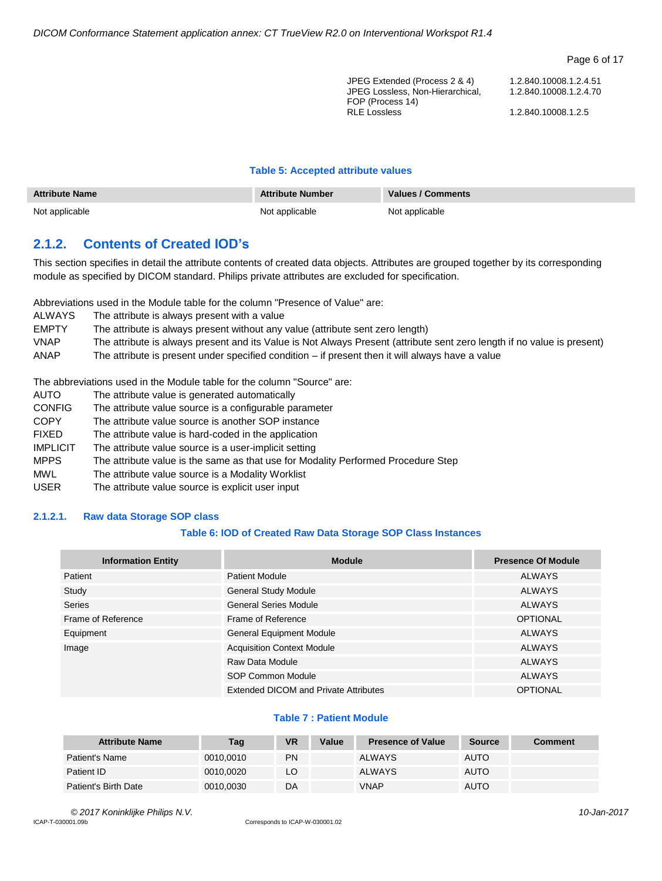| | |
|---|---|
| JPEG Extended (Process 2 & 4) | 1.2.840.10008.1.2.4.51 |
| JPEG Lossless, Non-Hierarchical, FOP (Process 14) | 1.2.840.10008.1.2.4.70 |
| RLE Lossless | 1.2.840.10008.1.2.5 |

**Table 5: Accepted attribute values**

| Attribute Name | Attribute Number | Values / Comments |
|---|---|---|
| Not applicable | Not applicable | Not applicable |

## 2.1.2. Contents of Created IOD's

This section specifies in detail the attribute contents of created data objects. Attributes are grouped together by its corresponding module as specified by DICOM standard. Philips private attributes are excluded for specification.

Abbreviations used in the Module table for the column "Presence of Value" are:

| | |
|---|---|
| ALWAYS | The attribute is always present with a value |
| EMPTY | The attribute is always present without any value (attribute sent zero length) |
| VNAP | The attribute is always present and its Value is Not Always Present (attribute sent zero length if no value is present) |
| ANAP | The attribute is present under specified condition – if present then it will always have a value |

The abbreviations used in the Module table for the column "Source" are:

| | |
|---|---|
| AUTO | The attribute value is generated automatically |
| CONFIG | The attribute value source is a configurable parameter |
| COPY | The attribute value source is another SOP instance |
| FIXED | The attribute value is hard-coded in the application |
| IMPLICIT | The attribute value source is a user-implicit setting |
| MPPS | The attribute value is the same as that use for Modality Performed Procedure Step |
| MWL | The attribute value source is a Modality Worklist |
| USER | The attribute value source is explicit user input |

### 2.1.2.1. Raw data Storage SOP class

**Table 6: IOD of Created Raw Data Storage SOP Class Instances**

| Information Entity | Module | Presence Of Module |
|---|---|---|
| Patient | Patient Module | ALWAYS |
| Study | General Study Module | ALWAYS |
| Series | General Series Module | ALWAYS |
| Frame of Reference | Frame of Reference | OPTIONAL |
| Equipment | General Equipment Module | ALWAYS |
| Image | Acquisition Context Module | ALWAYS |
| | Raw Data Module | ALWAYS |
| | SOP Common Module | ALWAYS |
| | Extended DICOM and Private Attributes | OPTIONAL |

**Table 7 : Patient Module**

| Attribute Name | Tag | VR | Value | Presence of Value | Source | Comment |
|---|---|---|---|---|---|---|
| Patient's Name | 0010,0010 | PN | | ALWAYS | AUTO | |
| Patient ID | 0010,0020 | LO | | ALWAYS | AUTO | |
| Patient's Birth Date | 0010,0030 | DA | | VNAP | AUTO | |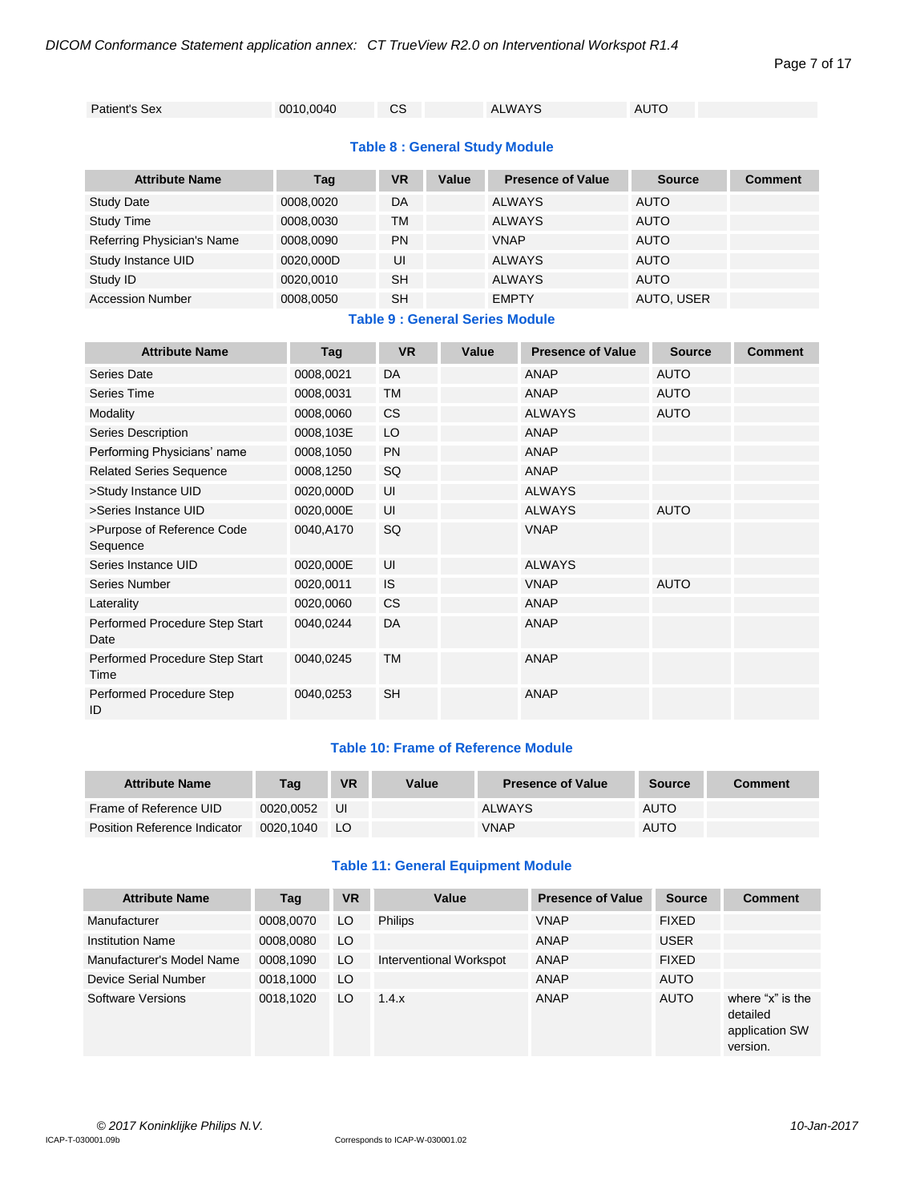| Patient's Sex | 0010,0040 | CS | | ALWAYS | AUTO | |
|---|---|---|---|---|---|---|

**Table 8 : General Study Module**

| Attribute Name | Tag | VR | Value | Presence of Value | Source | Comment |
|---|---|---|---|---|---|---|
| Study Date | 0008,0020 | DA | | ALWAYS | AUTO | |
| Study Time | 0008,0030 | TM | | ALWAYS | AUTO | |
| Referring Physician's Name | 0008,0090 | PN | | VNAP | AUTO | |
| Study Instance UID | 0020,000D | UI | | ALWAYS | AUTO | |
| Study ID | 0020,0010 | SH | | ALWAYS | AUTO | |
| Accession Number | 0008,0050 | SH | | EMPTY | AUTO, USER | |

**Table 9 : General Series Module**

| Attribute Name | Tag | VR | Value | Presence of Value | Source | Comment |
|---|---|---|---|---|---|---|
| Series Date | 0008,0021 | DA | | ANAP | AUTO | |
| Series Time | 0008,0031 | TM | | ANAP | AUTO | |
| Modality | 0008,0060 | CS | | ALWAYS | AUTO | |
| Series Description | 0008,103E | LO | | ANAP | | |
| Performing Physicians' name | 0008,1050 | PN | | ANAP | | |
| Related Series Sequence | 0008,1250 | SQ | | ANAP | | |
| >Study Instance UID | 0020,000D | UI | | ALWAYS | | |
| >Series Instance UID | 0020,000E | UI | | ALWAYS | AUTO | |
| >Purpose of Reference Code Sequence | 0040,A170 | SQ | | VNAP | | |
| Series Instance UID | 0020,000E | UI | | ALWAYS | | |
| Series Number | 0020,0011 | IS | | VNAP | AUTO | |
| Laterality | 0020,0060 | CS | | ANAP | | |
| Performed Procedure Step Start Date | 0040,0244 | DA | | ANAP | | |
| Performed Procedure Step Start Time | 0040,0245 | TM | | ANAP | | |
| Performed Procedure Step ID | 0040,0253 | SH | | ANAP | | |

**Table 10: Frame of Reference Module**

| Attribute Name | Tag | VR | Value | Presence of Value | Source | Comment |
|---|---|---|---|---|---|---|
| Frame of Reference UID | 0020,0052 | UI | | ALWAYS | AUTO | |
| Position Reference Indicator | 0020,1040 | LO | | VNAP | AUTO | |

**Table 11: General Equipment Module**

| Attribute Name | Tag | VR | Value | Presence of Value | Source | Comment |
|---|---|---|---|---|---|---|
| Manufacturer | 0008,0070 | LO | Philips | VNAP | FIXED | |
| Institution Name | 0008,0080 | LO | | ANAP | USER | |
| Manufacturer's Model Name | 0008,1090 | LO | Interventional Workspot | ANAP | FIXED | |
| Device Serial Number | 0018,1000 | LO | | ANAP | AUTO | |
| Software Versions | 0018,1020 | LO | 1.4.x | ANAP | AUTO | where "x" is the detailed application SW version. |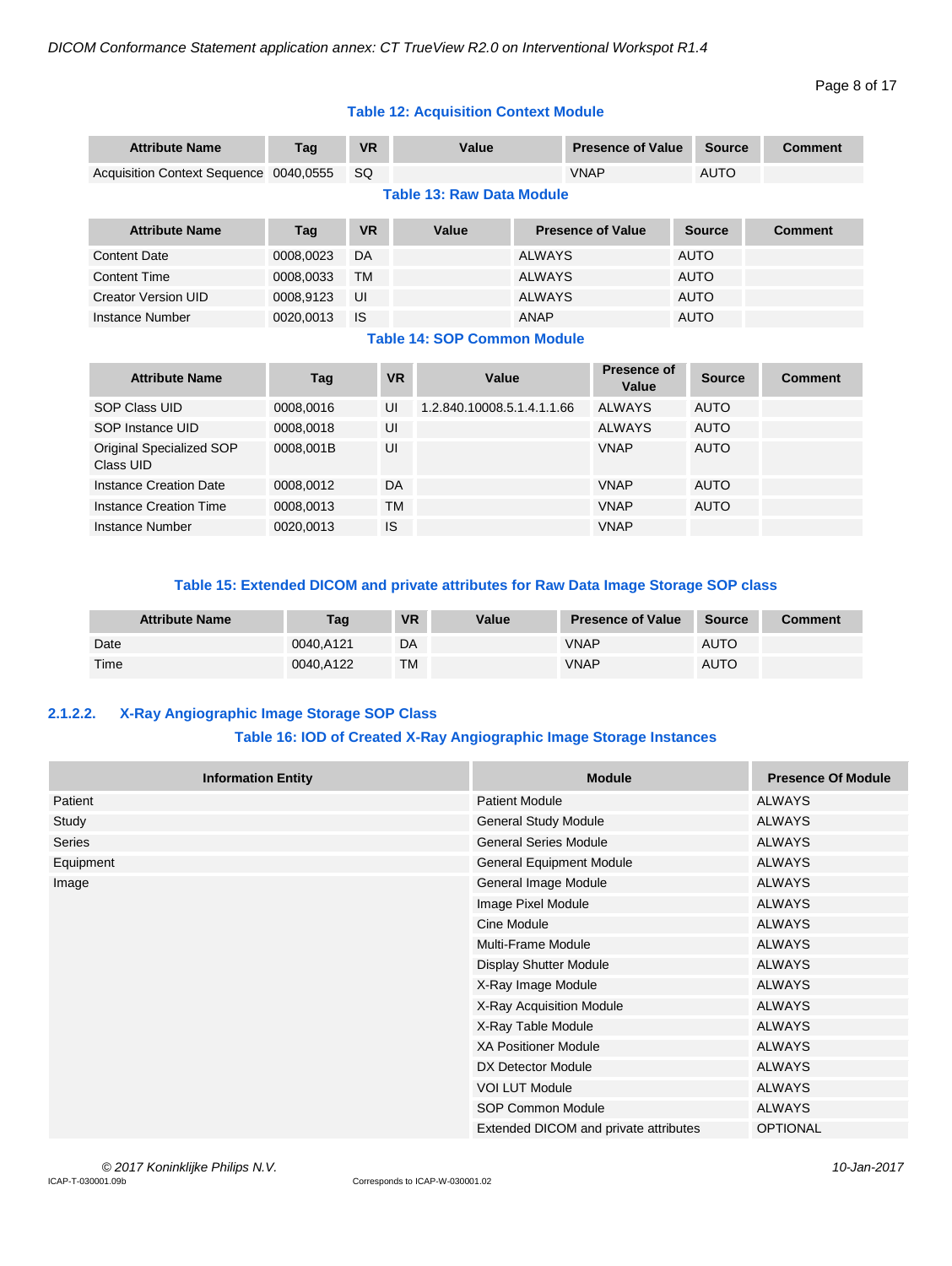**Table 12: Acquisition Context Module**

| Attribute Name | Tag | VR | Value | Presence of Value | Source | Comment |
|---|---|---|---|---|---|---|
| Acquisition Context Sequence | 0040,0555 | SQ | | VNAP | AUTO | |

**Table 13: Raw Data Module**

| Attribute Name | Tag | VR | Value | Presence of Value | Source | Comment |
|---|---|---|---|---|---|---|
| Content Date | 0008,0023 | DA | | ALWAYS | AUTO | |
| Content Time | 0008,0033 | TM | | ALWAYS | AUTO | |
| Creator Version UID | 0008,9123 | UI | | ALWAYS | AUTO | |
| Instance Number | 0020,0013 | IS | | ANAP | AUTO | |

**Table 14: SOP Common Module**

| Attribute Name | Tag | VR | Value | Presence of Value | Source | Comment |
|---|---|---|---|---|---|---|
| SOP Class UID | 0008,0016 | UI | 1.2.840.10008.5.1.4.1.1.66 | ALWAYS | AUTO | |
| SOP Instance UID | 0008,0018 | UI | | ALWAYS | AUTO | |
| Original Specialized SOP Class UID | 0008,001B | UI | | VNAP | AUTO | |
| Instance Creation Date | 0008,0012 | DA | | VNAP | AUTO | |
| Instance Creation Time | 0008,0013 | TM | | VNAP | AUTO | |
| Instance Number | 0020,0013 | IS | | VNAP | | |

**Table 15: Extended DICOM and private attributes for Raw Data Image Storage SOP class**

| Attribute Name | Tag | VR | Value | Presence of Value | Source | Comment |
|---|---|---|---|---|---|---|
| Date | 0040,A121 | DA | | VNAP | AUTO | |
| Time | 0040,A122 | TM | | VNAP | AUTO | |

### 2.1.2.2. X-Ray Angiographic Image Storage SOP Class

**Table 16: IOD of Created X-Ray Angiographic Image Storage Instances**

| Information Entity | Module | Presence Of Module |
|---|---|---|
| Patient | Patient Module | ALWAYS |
| Study | General Study Module | ALWAYS |
| Series | General Series Module | ALWAYS |
| Equipment | General Equipment Module | ALWAYS |
| Image | General Image Module | ALWAYS |
| | Image Pixel Module | ALWAYS |
| | Cine Module | ALWAYS |
| | Multi-Frame Module | ALWAYS |
| | Display Shutter Module | ALWAYS |
| | X-Ray Image Module | ALWAYS |
| | X-Ray Acquisition Module | ALWAYS |
| | X-Ray Table Module | ALWAYS |
| | XA Positioner Module | ALWAYS |
| | DX Detector Module | ALWAYS |
| | VOI LUT Module | ALWAYS |
| | SOP Common Module | ALWAYS |
| | Extended DICOM and private attributes | OPTIONAL |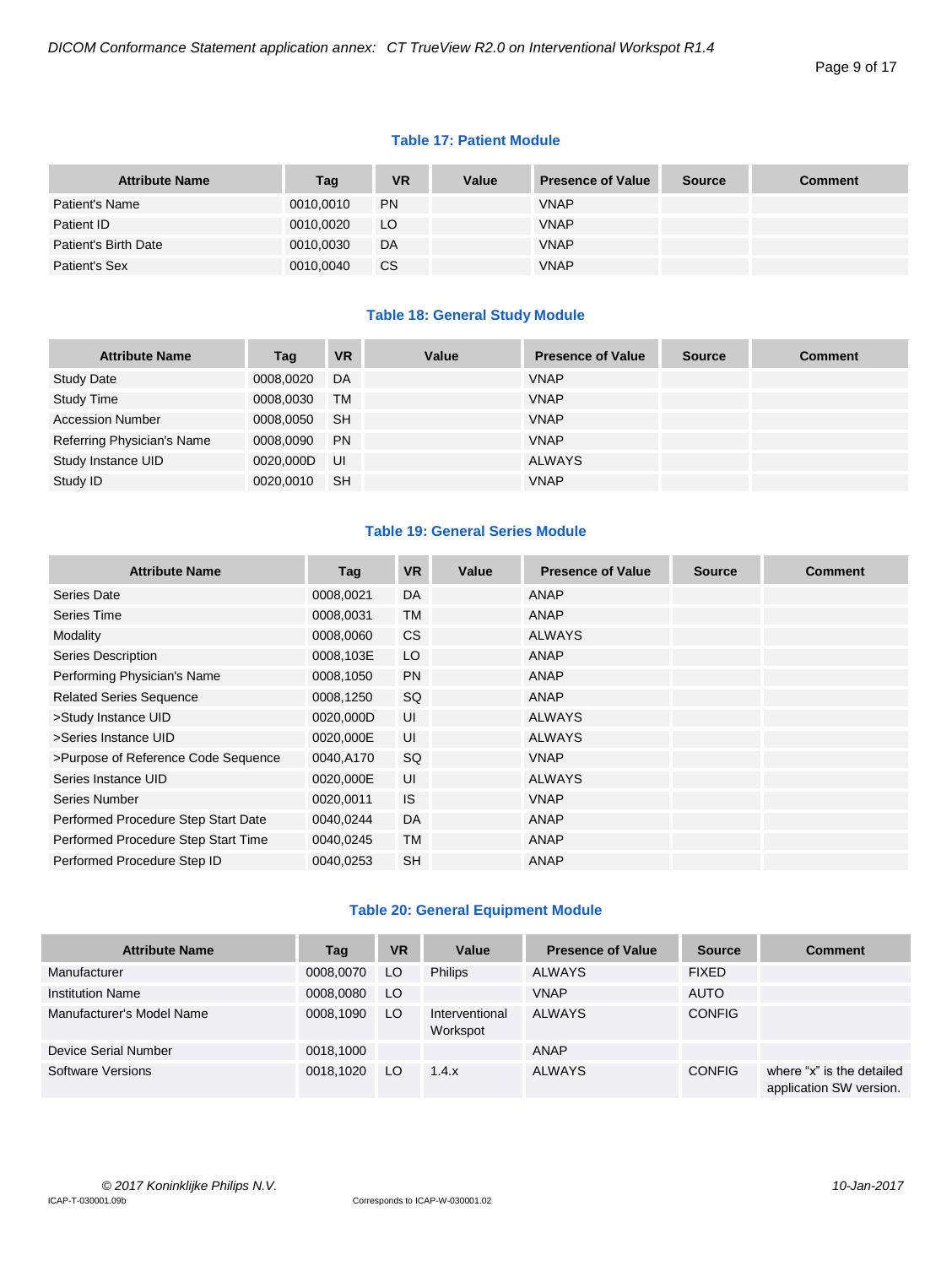**Table 17: Patient Module**

| Attribute Name | Tag | VR | Value | Presence of Value | Source | Comment |
|---|---|---|---|---|---|---|
| Patient's Name | 0010,0010 | PN | | VNAP | | |
| Patient ID | 0010,0020 | LO | | VNAP | | |
| Patient's Birth Date | 0010,0030 | DA | | VNAP | | |
| Patient's Sex | 0010,0040 | CS | | VNAP | | |

**Table 18: General Study Module**

| Attribute Name | Tag | VR | Value | Presence of Value | Source | Comment |
|---|---|---|---|---|---|---|
| Study Date | 0008,0020 | DA | | VNAP | | |
| Study Time | 0008,0030 | TM | | VNAP | | |
| Accession Number | 0008,0050 | SH | | VNAP | | |
| Referring Physician's Name | 0008,0090 | PN | | VNAP | | |
| Study Instance UID | 0020,000D | UI | | ALWAYS | | |
| Study ID | 0020,0010 | SH | | VNAP | | |

**Table 19: General Series Module**

| Attribute Name | Tag | VR | Value | Presence of Value | Source | Comment |
|---|---|---|---|---|---|---|
| Series Date | 0008,0021 | DA | | ANAP | | |
| Series Time | 0008,0031 | TM | | ANAP | | |
| Modality | 0008,0060 | CS | | ALWAYS | | |
| Series Description | 0008,103E | LO | | ANAP | | |
| Performing Physician's Name | 0008,1050 | PN | | ANAP | | |
| Related Series Sequence | 0008,1250 | SQ | | ANAP | | |
| >Study Instance UID | 0020,000D | UI | | ALWAYS | | |
| >Series Instance UID | 0020,000E | UI | | ALWAYS | | |
| >Purpose of Reference Code Sequence | 0040,A170 | SQ | | VNAP | | |
| Series Instance UID | 0020,000E | UI | | ALWAYS | | |
| Series Number | 0020,0011 | IS | | VNAP | | |
| Performed Procedure Step Start Date | 0040,0244 | DA | | ANAP | | |
| Performed Procedure Step Start Time | 0040,0245 | TM | | ANAP | | |
| Performed Procedure Step ID | 0040,0253 | SH | | ANAP | | |

**Table 20: General Equipment Module**

| Attribute Name | Tag | VR | Value | Presence of Value | Source | Comment |
|---|---|---|---|---|---|---|
| Manufacturer | 0008,0070 | LO | Philips | ALWAYS | FIXED | |
| Institution Name | 0008,0080 | LO | | VNAP | AUTO | |
| Manufacturer's Model Name | 0008,1090 | LO | Interventional Workspot | ALWAYS | CONFIG | |
| Device Serial Number | 0018,1000 | | | ANAP | | |
| Software Versions | 0018,1020 | LO | 1.4.x | ALWAYS | CONFIG | where "x" is the detailed application SW version. |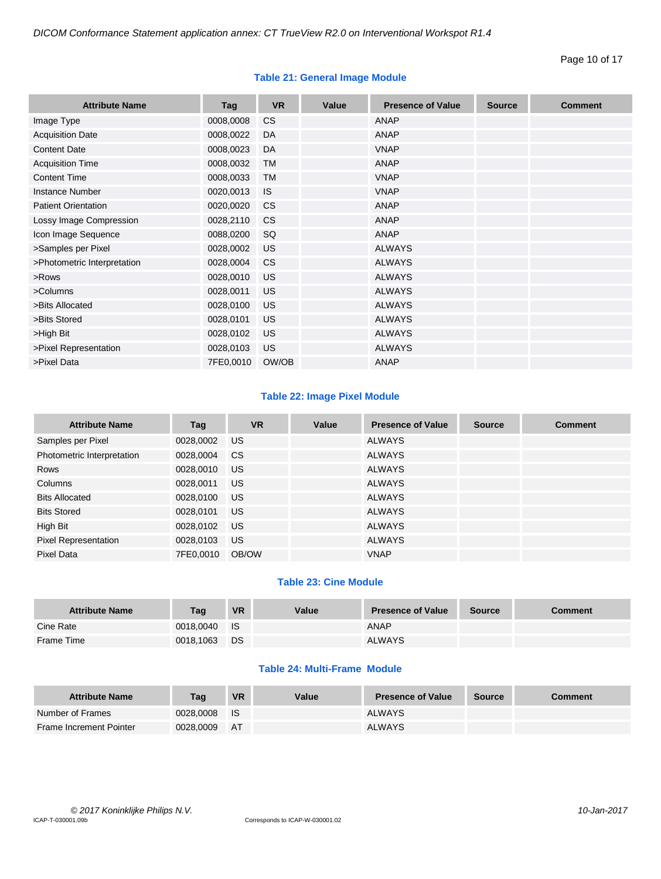**Table 21: General Image Module**

| Attribute Name | Tag | VR | Value | Presence of Value | Source | Comment |
|---|---|---|---|---|---|---|
| Image Type | 0008,0008 | CS | | ANAP | | |
| Acquisition Date | 0008,0022 | DA | | ANAP | | |
| Content Date | 0008,0023 | DA | | VNAP | | |
| Acquisition Time | 0008,0032 | TM | | ANAP | | |
| Content Time | 0008,0033 | TM | | VNAP | | |
| Instance Number | 0020,0013 | IS | | VNAP | | |
| Patient Orientation | 0020,0020 | CS | | ANAP | | |
| Lossy Image Compression | 0028,2110 | CS | | ANAP | | |
| Icon Image Sequence | 0088,0200 | SQ | | ANAP | | |
| >Samples per Pixel | 0028,0002 | US | | ALWAYS | | |
| >Photometric Interpretation | 0028,0004 | CS | | ALWAYS | | |
| >Rows | 0028,0010 | US | | ALWAYS | | |
| >Columns | 0028,0011 | US | | ALWAYS | | |
| >Bits Allocated | 0028,0100 | US | | ALWAYS | | |
| >Bits Stored | 0028,0101 | US | | ALWAYS | | |
| >High Bit | 0028,0102 | US | | ALWAYS | | |
| >Pixel Representation | 0028,0103 | US | | ALWAYS | | |
| >Pixel Data | 7FE0,0010 | OW/OB | | ANAP | | |

**Table 22: Image Pixel Module**

| Attribute Name | Tag | VR | Value | Presence of Value | Source | Comment |
|---|---|---|---|---|---|---|
| Samples per Pixel | 0028,0002 | US | | ALWAYS | | |
| Photometric Interpretation | 0028,0004 | CS | | ALWAYS | | |
| Rows | 0028,0010 | US | | ALWAYS | | |
| Columns | 0028,0011 | US | | ALWAYS | | |
| Bits Allocated | 0028,0100 | US | | ALWAYS | | |
| Bits Stored | 0028,0101 | US | | ALWAYS | | |
| High Bit | 0028,0102 | US | | ALWAYS | | |
| Pixel Representation | 0028,0103 | US | | ALWAYS | | |
| Pixel Data | 7FE0,0010 | OB/OW | | VNAP | | |

**Table 23: Cine Module**

| Attribute Name | Tag | VR | Value | Presence of Value | Source | Comment |
|---|---|---|---|---|---|---|
| Cine Rate | 0018,0040 | IS | | ANAP | | |
| Frame Time | 0018,1063 | DS | | ALWAYS | | |

**Table 24: Multi-Frame Module**

| Attribute Name | Tag | VR | Value | Presence of Value | Source | Comment |
|---|---|---|---|---|---|---|
| Number of Frames | 0028,0008 | IS | | ALWAYS | | |
| Frame Increment Pointer | 0028,0009 | AT | | ALWAYS | | |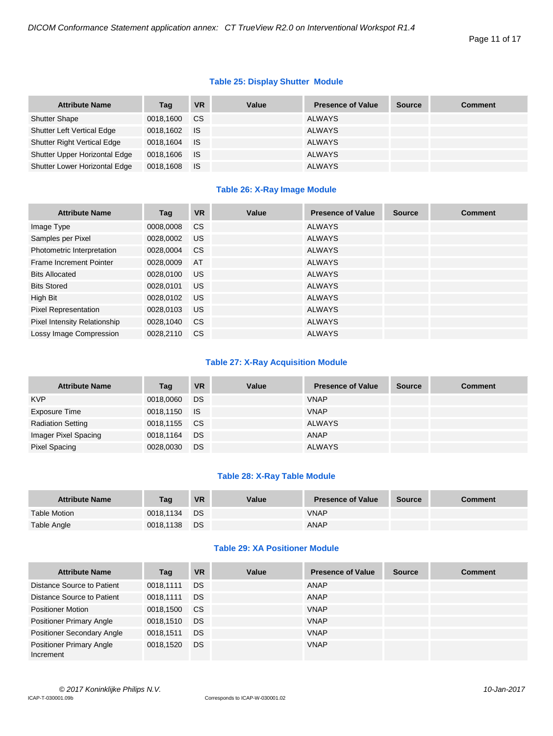**Table 25: Display Shutter Module**

| Attribute Name | Tag | VR | Value | Presence of Value | Source | Comment |
|---|---|---|---|---|---|---|
| Shutter Shape | 0018,1600 | CS | | ALWAYS | | |
| Shutter Left Vertical Edge | 0018,1602 | IS | | ALWAYS | | |
| Shutter Right Vertical Edge | 0018,1604 | IS | | ALWAYS | | |
| Shutter Upper Horizontal Edge | 0018,1606 | IS | | ALWAYS | | |
| Shutter Lower Horizontal Edge | 0018,1608 | IS | | ALWAYS | | |

**Table 26: X-Ray Image Module**

| Attribute Name | Tag | VR | Value | Presence of Value | Source | Comment |
|---|---|---|---|---|---|---|
| Image Type | 0008,0008 | CS | | ALWAYS | | |
| Samples per Pixel | 0028,0002 | US | | ALWAYS | | |
| Photometric Interpretation | 0028,0004 | CS | | ALWAYS | | |
| Frame Increment Pointer | 0028,0009 | AT | | ALWAYS | | |
| Bits Allocated | 0028,0100 | US | | ALWAYS | | |
| Bits Stored | 0028,0101 | US | | ALWAYS | | |
| High Bit | 0028,0102 | US | | ALWAYS | | |
| Pixel Representation | 0028,0103 | US | | ALWAYS | | |
| Pixel Intensity Relationship | 0028,1040 | CS | | ALWAYS | | |
| Lossy Image Compression | 0028,2110 | CS | | ALWAYS | | |

**Table 27: X-Ray Acquisition Module**

| Attribute Name | Tag | VR | Value | Presence of Value | Source | Comment |
|---|---|---|---|---|---|---|
| KVP | 0018,0060 | DS | | VNAP | | |
| Exposure Time | 0018,1150 | IS | | VNAP | | |
| Radiation Setting | 0018,1155 | CS | | ALWAYS | | |
| Imager Pixel Spacing | 0018,1164 | DS | | ANAP | | |
| Pixel Spacing | 0028,0030 | DS | | ALWAYS | | |

**Table 28: X-Ray Table Module**

| Attribute Name | Tag | VR | Value | Presence of Value | Source | Comment |
|---|---|---|---|---|---|---|
| Table Motion | 0018,1134 | DS | | VNAP | | |
| Table Angle | 0018,1138 | DS | | ANAP | | |

**Table 29: XA Positioner Module**

| Attribute Name | Tag | VR | Value | Presence of Value | Source | Comment |
|---|---|---|---|---|---|---|
| Distance Source to Patient | 0018,1111 | DS | | ANAP | | |
| Distance Source to Patient | 0018,1111 | DS | | ANAP | | |
| Positioner Motion | 0018,1500 | CS | | VNAP | | |
| Positioner Primary Angle | 0018,1510 | DS | | VNAP | | |
| Positioner Secondary Angle | 0018,1511 | DS | | VNAP | | |
| Positioner Primary Angle Increment | 0018,1520 | DS | | VNAP | | |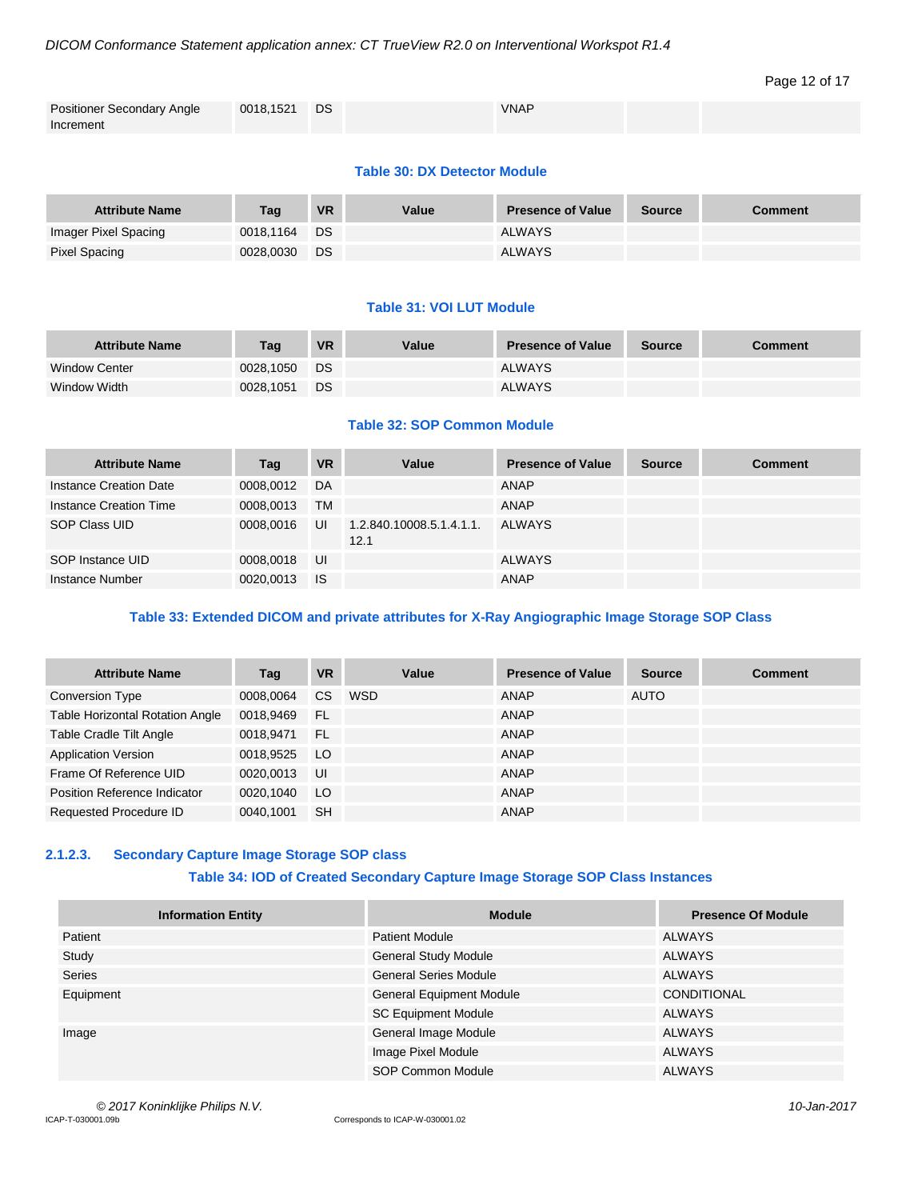| Positioner Secondary Angle Increment | 0018,1521 | DS | | VNAP | | |
|---|---|---|---|---|---|---|

**Table 30: DX Detector Module**

| Attribute Name | Tag | VR | Value | Presence of Value | Source | Comment |
|---|---|---|---|---|---|---|
| Imager Pixel Spacing | 0018,1164 | DS | | ALWAYS | | |
| Pixel Spacing | 0028,0030 | DS | | ALWAYS | | |

**Table 31: VOI LUT Module**

| Attribute Name | Tag | VR | Value | Presence of Value | Source | Comment |
|---|---|---|---|---|---|---|
| Window Center | 0028,1050 | DS | | ALWAYS | | |
| Window Width | 0028,1051 | DS | | ALWAYS | | |

**Table 32: SOP Common Module**

| Attribute Name | Tag | VR | Value | Presence of Value | Source | Comment |
|---|---|---|---|---|---|---|
| Instance Creation Date | 0008,0012 | DA | | ANAP | | |
| Instance Creation Time | 0008,0013 | TM | | ANAP | | |
| SOP Class UID | 0008,0016 | UI | 1.2.840.10008.5.1.4.1.1.12.1 | ALWAYS | | |
| SOP Instance UID | 0008,0018 | UI | | ALWAYS | | |
| Instance Number | 0020,0013 | IS | | ANAP | | |

**Table 33: Extended DICOM and private attributes for X-Ray Angiographic Image Storage SOP Class**

| Attribute Name | Tag | VR | Value | Presence of Value | Source | Comment |
|---|---|---|---|---|---|---|
| Conversion Type | 0008,0064 | CS | WSD | ANAP | AUTO | |
| Table Horizontal Rotation Angle | 0018,9469 | FL | | ANAP | | |
| Table Cradle Tilt Angle | 0018,9471 | FL | | ANAP | | |
| Application Version | 0018,9525 | LO | | ANAP | | |
| Frame Of Reference UID | 0020,0013 | UI | | ANAP | | |
| Position Reference Indicator | 0020,1040 | LO | | ANAP | | |
| Requested Procedure ID | 0040,1001 | SH | | ANAP | | |

#### 2.1.2.3. Secondary Capture Image Storage SOP class

**Table 34: IOD of Created Secondary Capture Image Storage SOP Class Instances**

| Information Entity | Module | Presence Of Module |
|---|---|---|
| Patient | Patient Module | ALWAYS |
| Study | General Study Module | ALWAYS |
| Series | General Series Module | ALWAYS |
| Equipment | General Equipment Module | CONDITIONAL |
| | SC Equipment Module | ALWAYS |
| Image | General Image Module | ALWAYS |
| | Image Pixel Module | ALWAYS |
| | SOP Common Module | ALWAYS |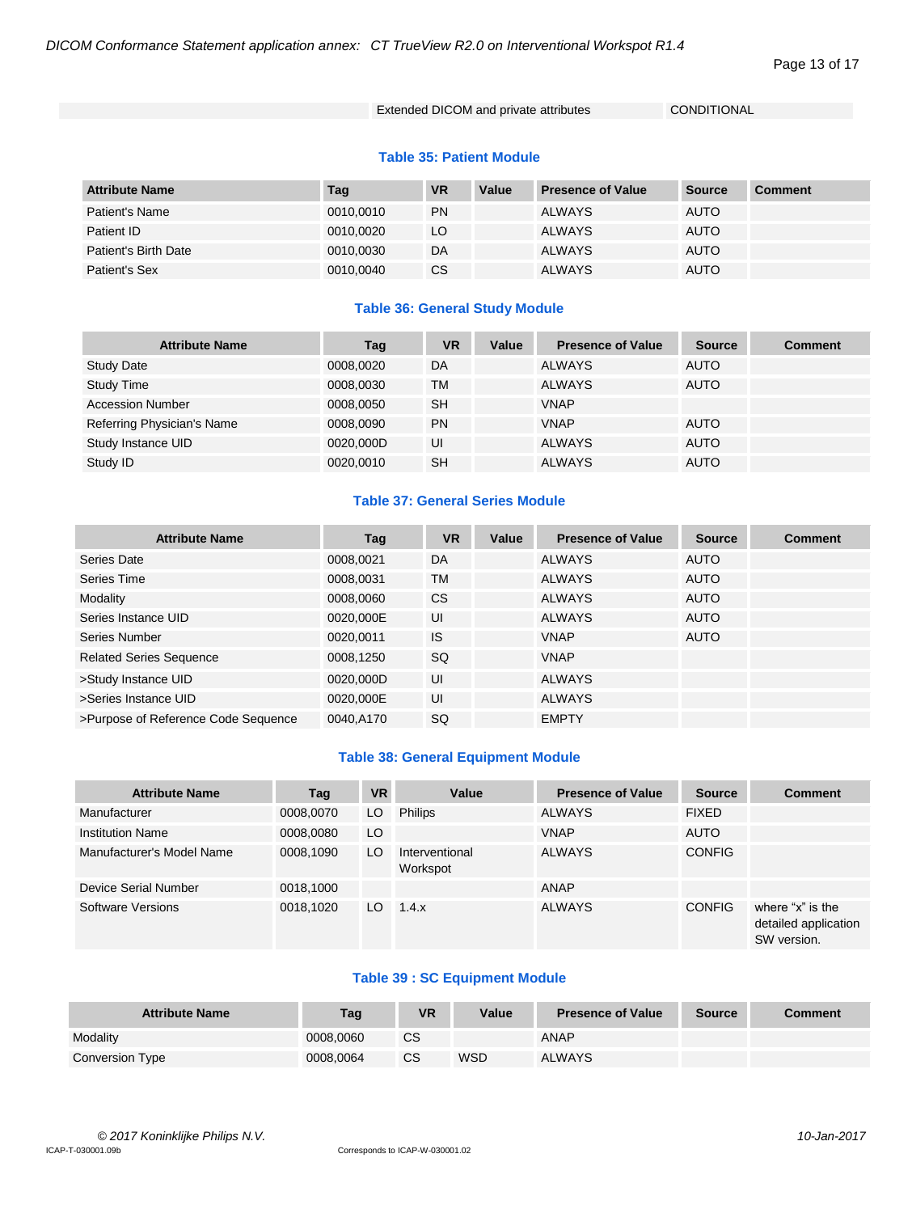| | Extended DICOM and private attributes | CONDITIONAL |
|---|---|---|

**Table 35: Patient Module**

| Attribute Name | Tag | VR | Value | Presence of Value | Source | Comment |
|---|---|---|---|---|---|---|
| Patient's Name | 0010,0010 | PN | | ALWAYS | AUTO | |
| Patient ID | 0010,0020 | LO | | ALWAYS | AUTO | |
| Patient's Birth Date | 0010,0030 | DA | | ALWAYS | AUTO | |
| Patient's Sex | 0010,0040 | CS | | ALWAYS | AUTO | |

**Table 36: General Study Module**

| Attribute Name | Tag | VR | Value | Presence of Value | Source | Comment |
|---|---|---|---|---|---|---|
| Study Date | 0008,0020 | DA | | ALWAYS | AUTO | |
| Study Time | 0008,0030 | TM | | ALWAYS | AUTO | |
| Accession Number | 0008,0050 | SH | | VNAP | | |
| Referring Physician's Name | 0008,0090 | PN | | VNAP | AUTO | |
| Study Instance UID | 0020,000D | UI | | ALWAYS | AUTO | |
| Study ID | 0020,0010 | SH | | ALWAYS | AUTO | |

**Table 37: General Series Module**

| Attribute Name | Tag | VR | Value | Presence of Value | Source | Comment |
|---|---|---|---|---|---|---|
| Series Date | 0008,0021 | DA | | ALWAYS | AUTO | |
| Series Time | 0008,0031 | TM | | ALWAYS | AUTO | |
| Modality | 0008,0060 | CS | | ALWAYS | AUTO | |
| Series Instance UID | 0020,000E | UI | | ALWAYS | AUTO | |
| Series Number | 0020,0011 | IS | | VNAP | AUTO | |
| Related Series Sequence | 0008,1250 | SQ | | VNAP | | |
| >Study Instance UID | 0020,000D | UI | | ALWAYS | | |
| >Series Instance UID | 0020,000E | UI | | ALWAYS | | |
| >Purpose of Reference Code Sequence | 0040,A170 | SQ | | EMPTY | | |

**Table 38: General Equipment Module**

| Attribute Name | Tag | VR | Value | Presence of Value | Source | Comment |
|---|---|---|---|---|---|---|
| Manufacturer | 0008,0070 | LO | Philips | ALWAYS | FIXED | |
| Institution Name | 0008,0080 | LO | | VNAP | AUTO | |
| Manufacturer's Model Name | 0008,1090 | LO | Interventional Workspot | ALWAYS | CONFIG | |
| Device Serial Number | 0018,1000 | | | ANAP | | |
| Software Versions | 0018,1020 | LO | 1.4.x | ALWAYS | CONFIG | where "x" is the detailed application SW version. |

**Table 39 : SC Equipment Module**

| Attribute Name | Tag | VR | Value | Presence of Value | Source | Comment |
|---|---|---|---|---|---|---|
| Modality | 0008,0060 | CS | | ANAP | | |
| Conversion Type | 0008,0064 | CS | WSD | ALWAYS | | |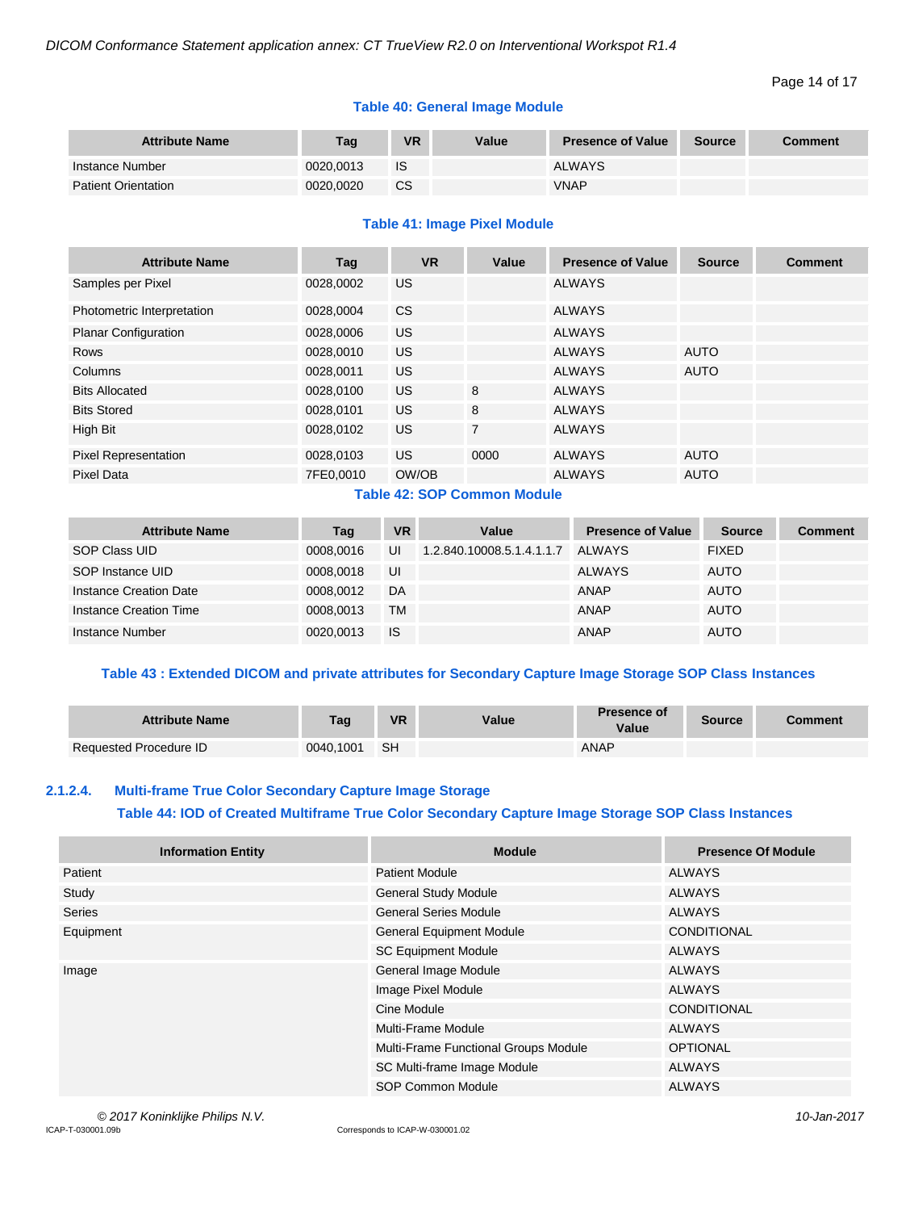**Table 40: General Image Module**

| Attribute Name | Tag | VR | Value | Presence of Value | Source | Comment |
|---|---|---|---|---|---|---|
| Instance Number | 0020,0013 | IS | | ALWAYS | | |
| Patient Orientation | 0020,0020 | CS | | VNAP | | |

**Table 41: Image Pixel Module**

| Attribute Name | Tag | VR | Value | Presence of Value | Source | Comment |
|---|---|---|---|---|---|---|
| Samples per Pixel | 0028,0002 | US | | ALWAYS | | |
| Photometric Interpretation | 0028,0004 | CS | | ALWAYS | | |
| Planar Configuration | 0028,0006 | US | | ALWAYS | | |
| Rows | 0028,0010 | US | | ALWAYS | AUTO | |
| Columns | 0028,0011 | US | | ALWAYS | AUTO | |
| Bits Allocated | 0028,0100 | US | 8 | ALWAYS | | |
| Bits Stored | 0028,0101 | US | 8 | ALWAYS | | |
| High Bit | 0028,0102 | US | 7 | ALWAYS | | |
| Pixel Representation | 0028,0103 | US | 0000 | ALWAYS | AUTO | |
| Pixel Data | 7FE0,0010 | OW/OB | | ALWAYS | AUTO | |

**Table 42: SOP Common Module**

| Attribute Name | Tag | VR | Value | Presence of Value | Source | Comment |
|---|---|---|---|---|---|---|
| SOP Class UID | 0008,0016 | UI | 1.2.840.10008.5.1.4.1.1.7 | ALWAYS | FIXED | |
| SOP Instance UID | 0008,0018 | UI | | ALWAYS | AUTO | |
| Instance Creation Date | 0008,0012 | DA | | ANAP | AUTO | |
| Instance Creation Time | 0008,0013 | TM | | ANAP | AUTO | |
| Instance Number | 0020,0013 | IS | | ANAP | AUTO | |

**Table 43 : Extended DICOM and private attributes for Secondary Capture Image Storage SOP Class Instances**

| Attribute Name | Tag | VR | Value | Presence of Value | Source | Comment |
|---|---|---|---|---|---|---|
| Requested Procedure ID | 0040,1001 | SH | | ANAP | | |

#### 2.1.2.4. Multi-frame True Color Secondary Capture Image Storage

**Table 44: IOD of Created Multiframe True Color Secondary Capture Image Storage SOP Class Instances**

| Information Entity | Module | Presence Of Module |
|---|---|---|
| Patient | Patient Module | ALWAYS |
| Study | General Study Module | ALWAYS |
| Series | General Series Module | ALWAYS |
| Equipment | General Equipment Module | CONDITIONAL |
| | SC Equipment Module | ALWAYS |
| Image | General Image Module | ALWAYS |
| | Image Pixel Module | ALWAYS |
| | Cine Module | CONDITIONAL |
| | Multi-Frame Module | ALWAYS |
| | Multi-Frame Functional Groups Module | OPTIONAL |
| | SC Multi-frame Image Module | ALWAYS |
| | SOP Common Module | ALWAYS |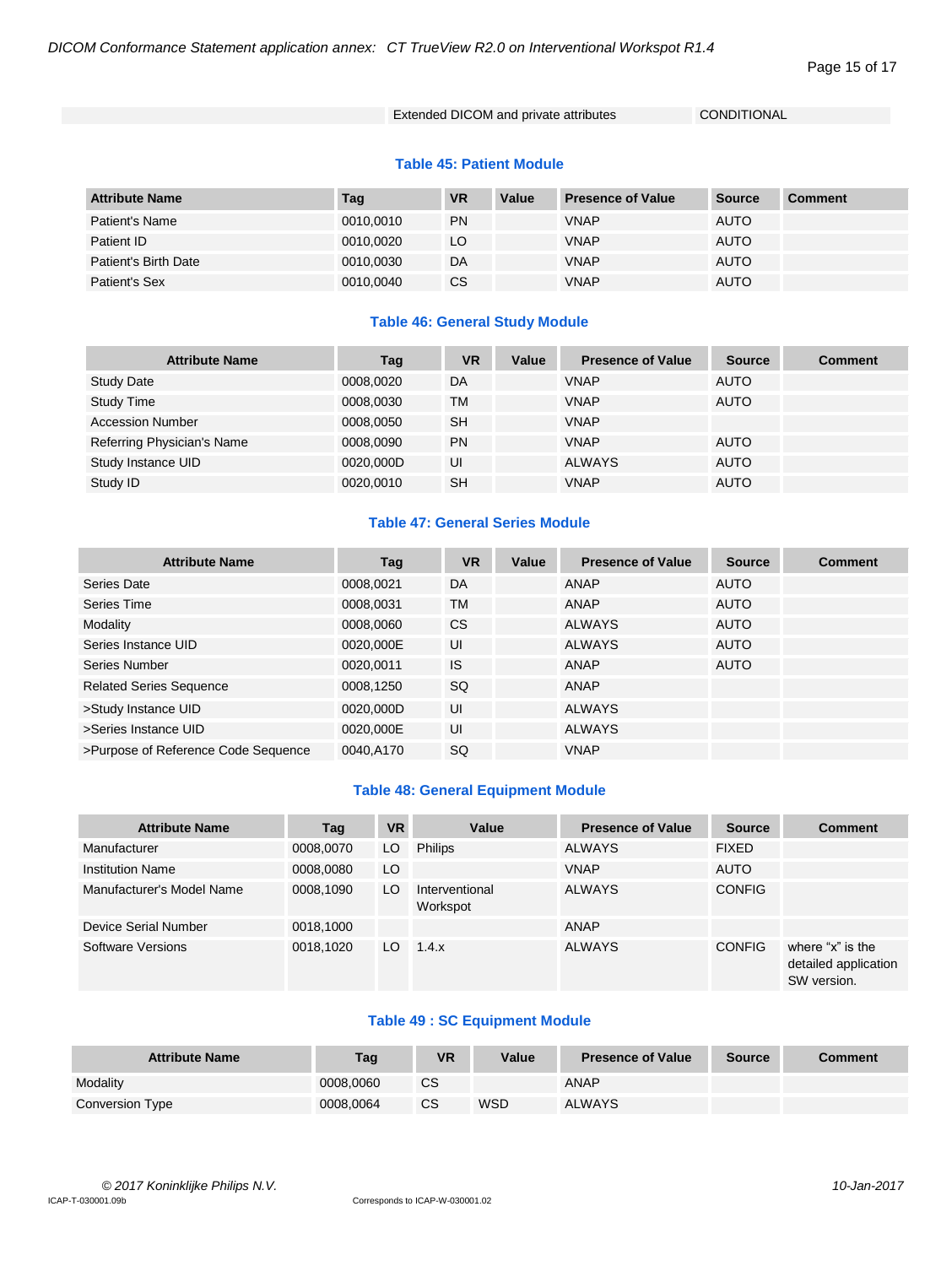| | Extended DICOM and private attributes | CONDITIONAL |
|---|---|---|

**Table 45: Patient Module**

| Attribute Name | Tag | VR | Value | Presence of Value | Source | Comment |
|---|---|---|---|---|---|---|
| Patient's Name | 0010,0010 | PN | | VNAP | AUTO | |
| Patient ID | 0010,0020 | LO | | VNAP | AUTO | |
| Patient's Birth Date | 0010,0030 | DA | | VNAP | AUTO | |
| Patient's Sex | 0010,0040 | CS | | VNAP | AUTO | |

**Table 46: General Study Module**

| Attribute Name | Tag | VR | Value | Presence of Value | Source | Comment |
|---|---|---|---|---|---|---|
| Study Date | 0008,0020 | DA | | VNAP | AUTO | |
| Study Time | 0008,0030 | TM | | VNAP | AUTO | |
| Accession Number | 0008,0050 | SH | | VNAP | | |
| Referring Physician's Name | 0008,0090 | PN | | VNAP | AUTO | |
| Study Instance UID | 0020,000D | UI | | ALWAYS | AUTO | |
| Study ID | 0020,0010 | SH | | VNAP | AUTO | |

**Table 47: General Series Module**

| Attribute Name | Tag | VR | Value | Presence of Value | Source | Comment |
|---|---|---|---|---|---|---|
| Series Date | 0008,0021 | DA | | ANAP | AUTO | |
| Series Time | 0008,0031 | TM | | ANAP | AUTO | |
| Modality | 0008,0060 | CS | | ALWAYS | AUTO | |
| Series Instance UID | 0020,000E | UI | | ALWAYS | AUTO | |
| Series Number | 0020,0011 | IS | | ANAP | AUTO | |
| Related Series Sequence | 0008,1250 | SQ | | ANAP | | |
| >Study Instance UID | 0020,000D | UI | | ALWAYS | | |
| >Series Instance UID | 0020,000E | UI | | ALWAYS | | |
| >Purpose of Reference Code Sequence | 0040,A170 | SQ | | VNAP | | |

**Table 48: General Equipment Module**

| Attribute Name | Tag | VR | Value | Presence of Value | Source | Comment |
|---|---|---|---|---|---|---|
| Manufacturer | 0008,0070 | LO | Philips | ALWAYS | FIXED | |
| Institution Name | 0008,0080 | LO | | VNAP | AUTO | |
| Manufacturer's Model Name | 0008,1090 | LO | Interventional Workspot | ALWAYS | CONFIG | |
| Device Serial Number | 0018,1000 | | | ANAP | | |
| Software Versions | 0018,1020 | LO | 1.4.x | ALWAYS | CONFIG | where "x" is the detailed application SW version. |

**Table 49 : SC Equipment Module**

| Attribute Name | Tag | VR | Value | Presence of Value | Source | Comment |
|---|---|---|---|---|---|---|
| Modality | 0008,0060 | CS | | ANAP | | |
| Conversion Type | 0008,0064 | CS | WSD | ALWAYS | | |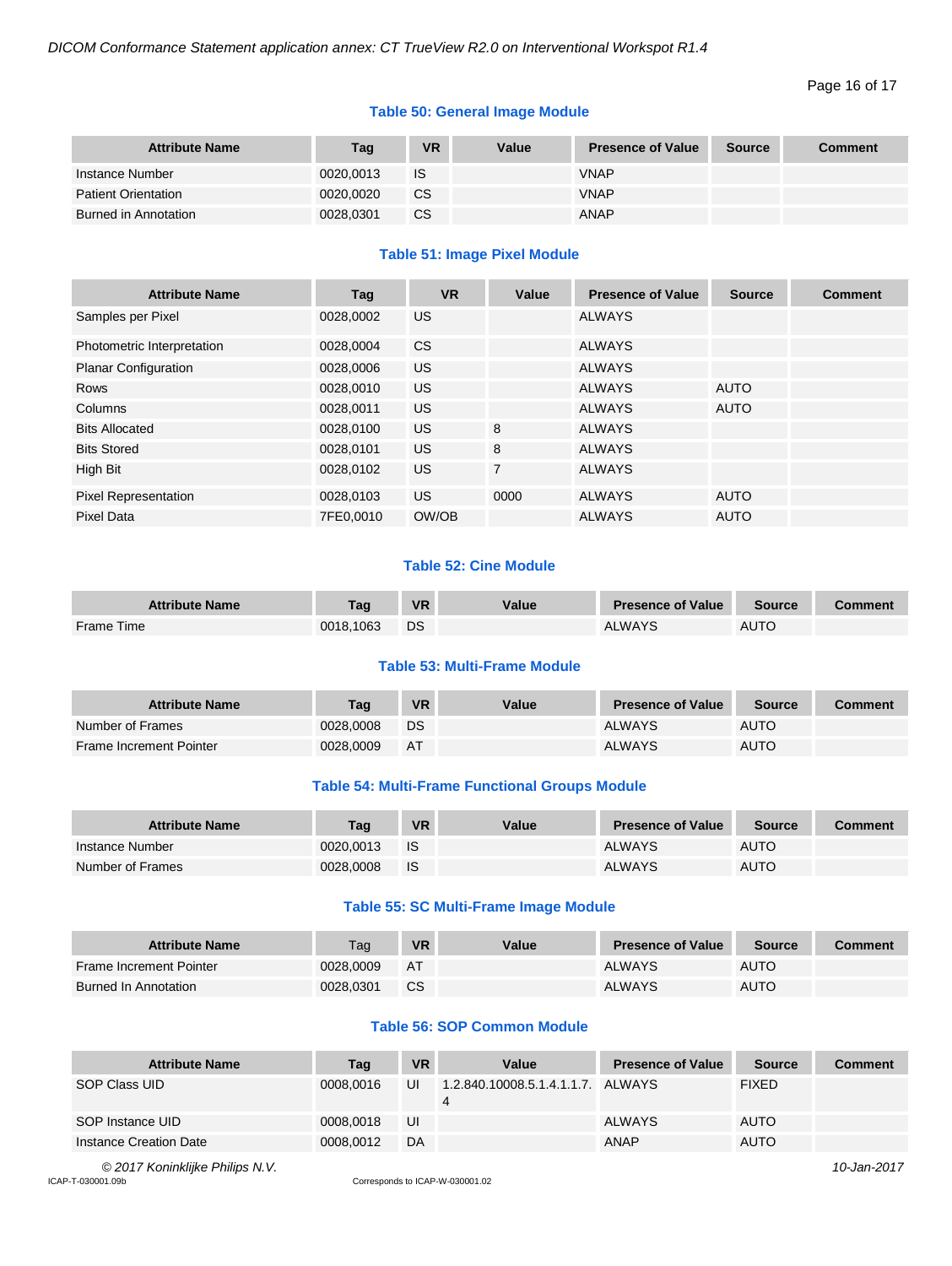### Table 50: General Image Module

| Attribute Name | Tag | VR | Value | Presence of Value | Source | Comment |
|---|---|---|---|---|---|---|
| Instance Number | 0020,0013 | IS | | VNAP | | |
| Patient Orientation | 0020,0020 | CS | | VNAP | | |
| Burned in Annotation | 0028,0301 | CS | | ANAP | | |

### Table 51: Image Pixel Module

| Attribute Name | Tag | VR | Value | Presence of Value | Source | Comment |
|---|---|---|---|---|---|---|
| Samples per Pixel | 0028,0002 | US | | ALWAYS | | |
| Photometric Interpretation | 0028,0004 | CS | | ALWAYS | | |
| Planar Configuration | 0028,0006 | US | | ALWAYS | | |
| Rows | 0028,0010 | US | | ALWAYS | AUTO | |
| Columns | 0028,0011 | US | | ALWAYS | AUTO | |
| Bits Allocated | 0028,0100 | US | 8 | ALWAYS | | |
| Bits Stored | 0028,0101 | US | 8 | ALWAYS | | |
| High Bit | 0028,0102 | US | 7 | ALWAYS | | |
| Pixel Representation | 0028,0103 | US | 0000 | ALWAYS | AUTO | |
| Pixel Data | 7FE0,0010 | OW/OB | | ALWAYS | AUTO | |

### Table 52: Cine Module

| Attribute Name | Tag | VR | Value | Presence of Value | Source | Comment |
|---|---|---|---|---|---|---|
| Frame Time | 0018,1063 | DS | | ALWAYS | AUTO | |

### Table 53: Multi-Frame Module

| Attribute Name | Tag | VR | Value | Presence of Value | Source | Comment |
|---|---|---|---|---|---|---|
| Number of Frames | 0028,0008 | DS | | ALWAYS | AUTO | |
| Frame Increment Pointer | 0028,0009 | AT | | ALWAYS | AUTO | |

### Table 54: Multi-Frame Functional Groups Module

| Attribute Name | Tag | VR | Value | Presence of Value | Source | Comment |
|---|---|---|---|---|---|---|
| Instance Number | 0020,0013 | IS | | ALWAYS | AUTO | |
| Number of Frames | 0028,0008 | IS | | ALWAYS | AUTO | |

### Table 55: SC Multi-Frame Image Module

| Attribute Name | Tag | VR | Value | Presence of Value | Source | Comment |
|---|---|---|---|---|---|---|
| Frame Increment Pointer | 0028,0009 | AT | | ALWAYS | AUTO | |
| Burned In Annotation | 0028,0301 | CS | | ALWAYS | AUTO | |

### Table 56: SOP Common Module

| Attribute Name | Tag | VR | Value | Presence of Value | Source | Comment |
|---|---|---|---|---|---|---|
| SOP Class UID | 0008,0016 | UI | 1.2.840.10008.5.1.4.1.1.7.4 | ALWAYS | FIXED | |
| SOP Instance UID | 0008,0018 | UI | | ALWAYS | AUTO | |
| Instance Creation Date | 0008,0012 | DA | | ANAP | AUTO | |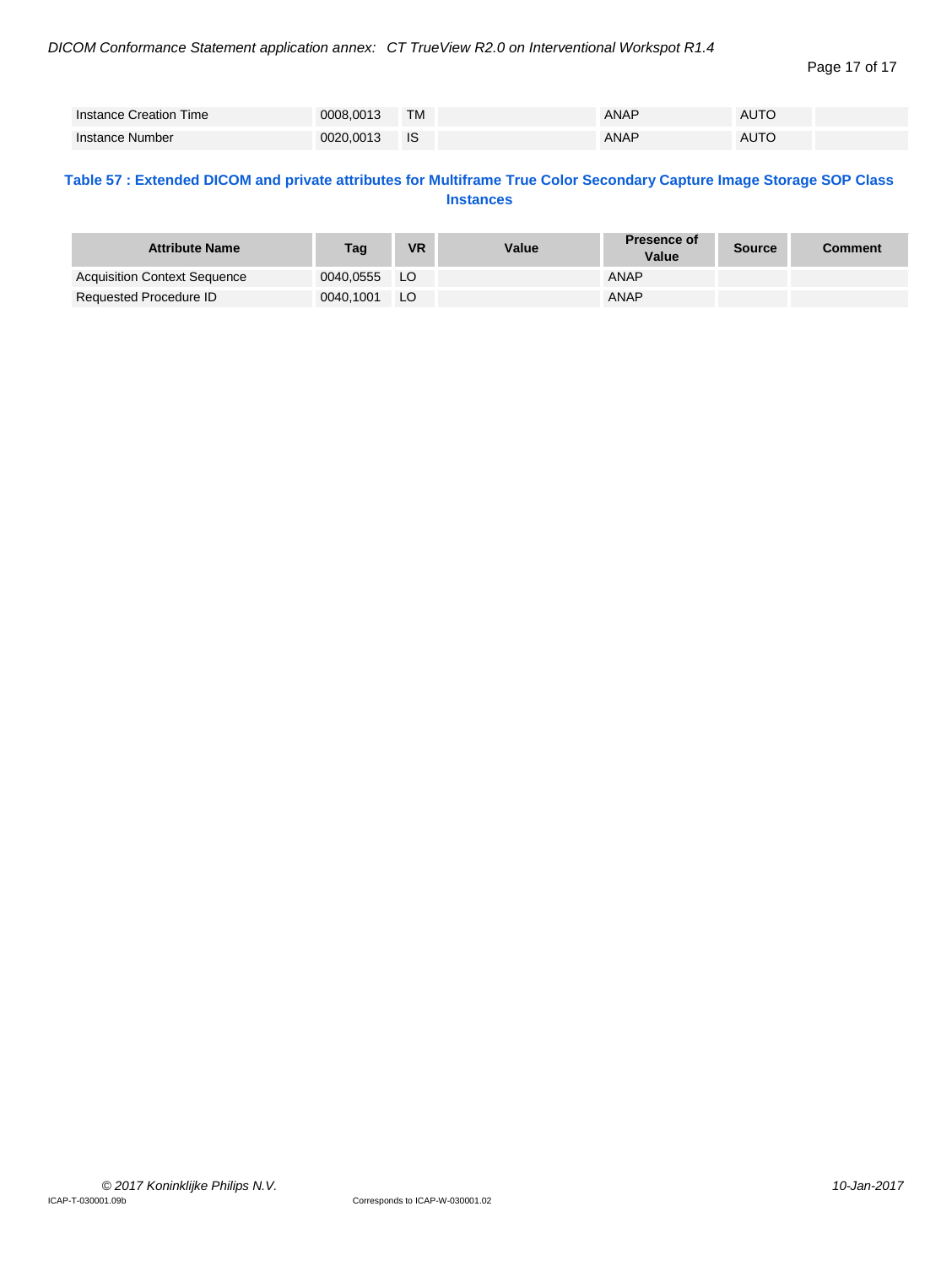| | | | | | | |
|---|---|---|---|---|---|---|
| Instance Creation Time | 0008,0013 | TM | | ANAP | AUTO | |
| Instance Number | 0020,0013 | IS | | ANAP | AUTO | |

**Table 57 : Extended DICOM and private attributes for Multiframe True Color Secondary Capture Image Storage SOP Class Instances**

| Attribute Name | Tag | VR | Value | Presence of Value | Source | Comment |
|---|---|---|---|---|---|---|
| Acquisition Context Sequence | 0040,0555 | LO | | ANAP | | |
| Requested Procedure ID | 0040,1001 | LO | | ANAP | | |